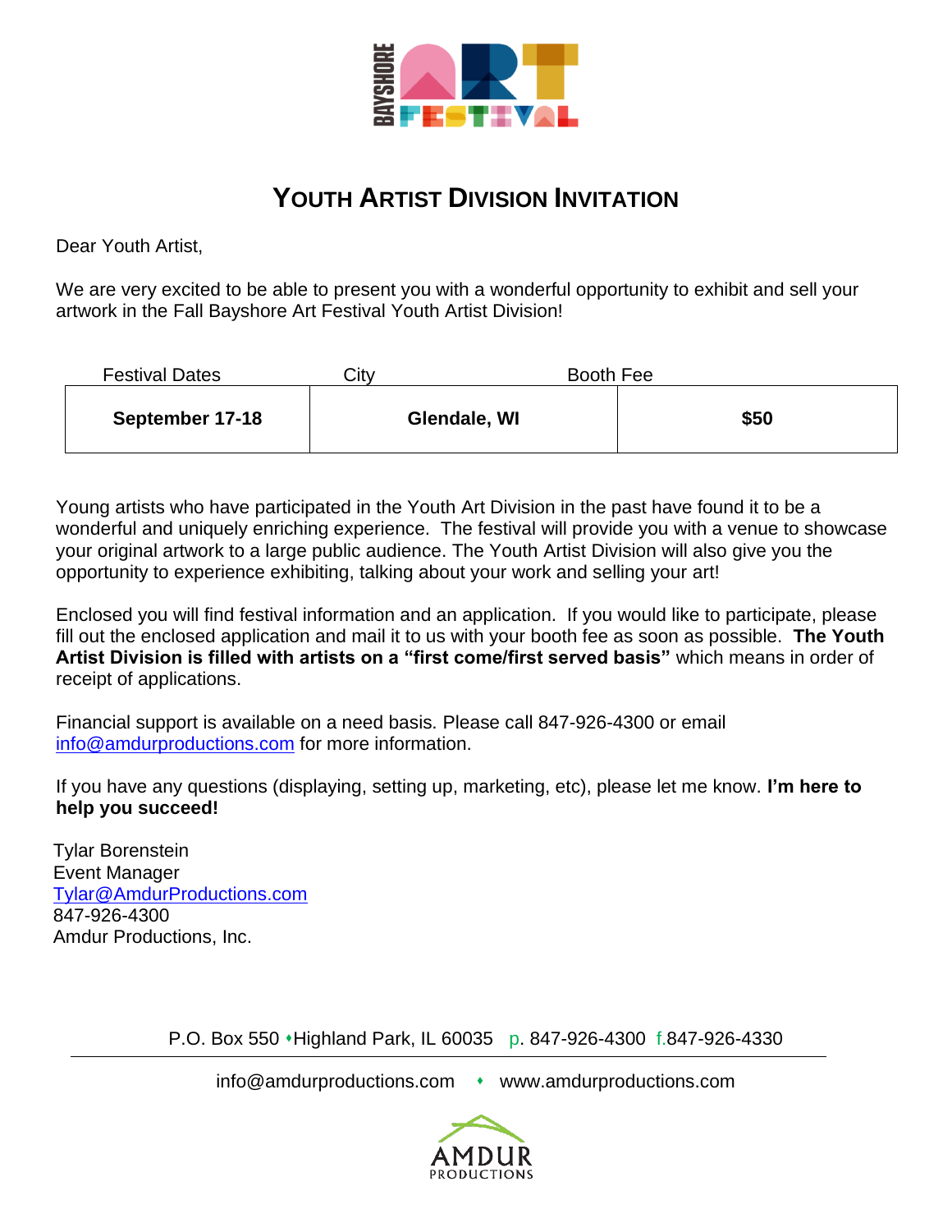# YOUTH ARTIST DIVISION INVITATION

Dear Youth Artist,

We are very excited to be able to present you with a wonderful opportunity to exhibit and sell your artwork in the Fall Bayshore Art Festival Youth Artist Division!

| Festival Dates | City | Booth Fee |
|---|---|---|
| **September 17-18** | **Glendale, WI** | **$50** |

Young artists who have participated in the Youth Art Division in the past have found it to be a wonderful and uniquely enriching experience. The festival will provide you with a venue to showcase your original artwork to a large public audience. The Youth Artist Division will also give you the opportunity to experience exhibiting, talking about your work and selling your art!

Enclosed you will find festival information and an application. If you would like to participate, please fill out the enclosed application and mail it to us with your booth fee as soon as possible. **The Youth Artist Division is filled with artists on a "first come/first served basis"** which means in order of receipt of applications.

Financial support is available on a need basis. Please call 847-926-4300 or email info@amdurproductions.com for more information.

If you have any questions (displaying, setting up, marketing, etc), please let me know. **I'm here to help you succeed!**

Tylar Borenstein
Event Manager
Tylar@AmdurProductions.com
847-926-4300
Amdur Productions, Inc.

P.O. Box 550 • Highland Park, IL 60035 p. 847-926-4300 f. 847-926-4330

info@amdurproductions.com • www.amdurproductions.com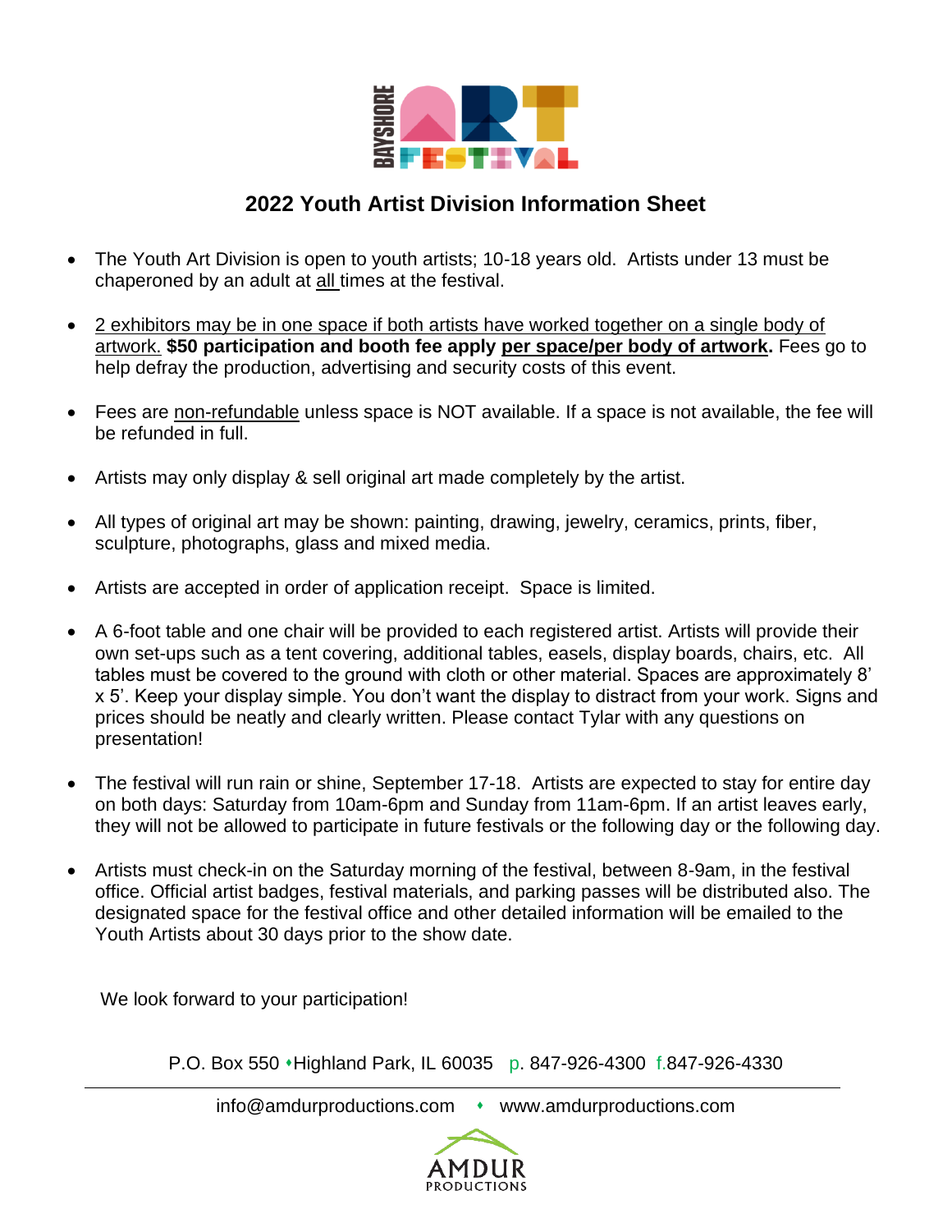# 2022 Youth Artist Division Information Sheet

- The Youth Art Division is open to youth artists; 10-18 years old. Artists under 13 must be chaperoned by an adult at all times at the festival.
- 2 exhibitors may be in one space if both artists have worked together on a single body of artwork. **$50 participation and booth fee apply per space/per body of artwork.** Fees go to help defray the production, advertising and security costs of this event.
- Fees are non-refundable unless space is NOT available. If a space is not available, the fee will be refunded in full.
- Artists may only display & sell original art made completely by the artist.
- All types of original art may be shown: painting, drawing, jewelry, ceramics, prints, fiber, sculpture, photographs, glass and mixed media.
- Artists are accepted in order of application receipt. Space is limited.
- A 6-foot table and one chair will be provided to each registered artist. Artists will provide their own set-ups such as a tent covering, additional tables, easels, display boards, chairs, etc. All tables must be covered to the ground with cloth or other material. Spaces are approximately 8' x 5'. Keep your display simple. You don't want the display to distract from your work. Signs and prices should be neatly and clearly written. Please contact Tylar with any questions on presentation!
- The festival will run rain or shine, September 17-18. Artists are expected to stay for entire day on both days: Saturday from 10am-6pm and Sunday from 11am-6pm. If an artist leaves early, they will not be allowed to participate in future festivals or the following day or the following day.
- Artists must check-in on the Saturday morning of the festival, between 8-9am, in the festival office. Official artist badges, festival materials, and parking passes will be distributed also. The designated space for the festival office and other detailed information will be emailed to the Youth Artists about 30 days prior to the show date.

We look forward to your participation!

P.O. Box 550 • Highland Park, IL 60035 p. 847-926-4300 f. 847-926-4330

info@amdurproductions.com • www.amdurproductions.com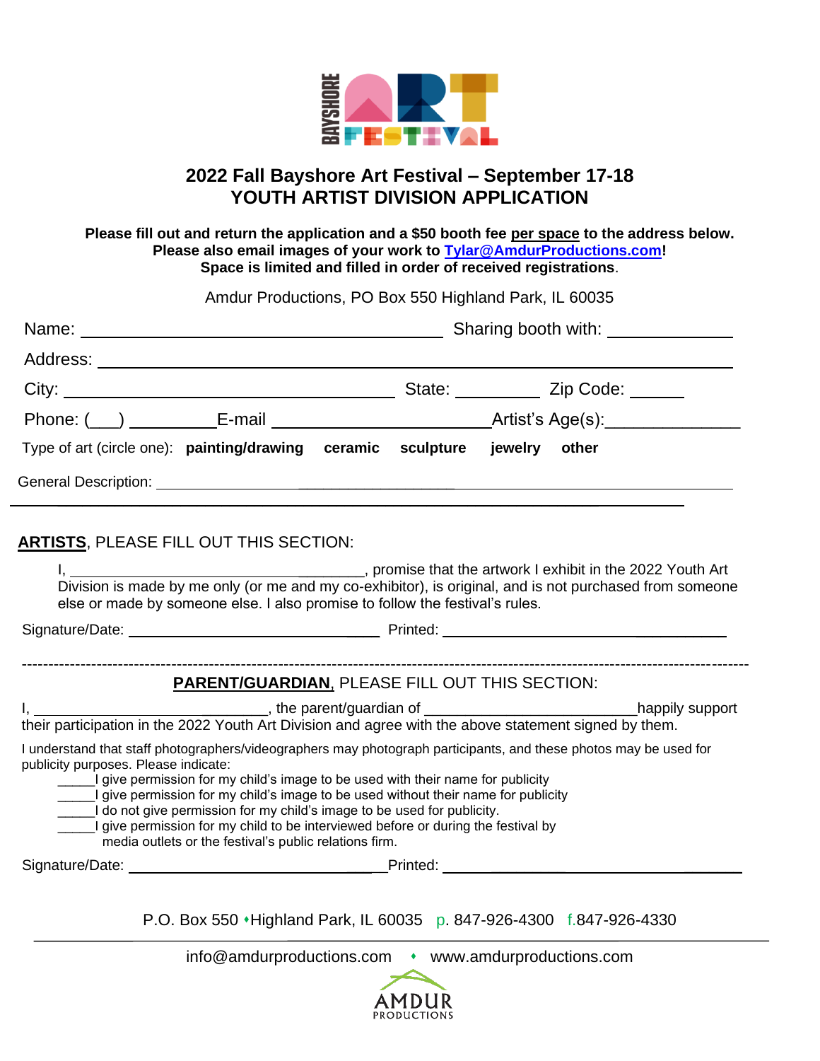## 2022 Fall Bayshore Art Festival – September 17-18
## YOUTH ARTIST DIVISION APPLICATION

**Please fill out and return the application and a $50 booth fee per space to the address below.**
**Please also email images of your work to Tylar@AmdurProductions.com!**
**Space is limited and filled in order of received registrations.**

Amdur Productions, PO Box 550 Highland Park, IL 60035

Name: ______________________________ Sharing booth with: ____________

Address: ____________________________________________________________

City: ______________________________ State: _________ Zip Code: ______

Phone: (___) _________ E-mail _______________________ Artist's Age(s): ______________

Type of art (circle one): **painting/drawing** **ceramic** **sculpture** **jewelry** **other**

General Description: ____________________________________________________________

____________________________________________________________________________

**ARTISTS**, PLEASE FILL OUT THIS SECTION:

I, ____________________________, promise that the artwork I exhibit in the 2022 Youth Art Division is made by me only (or me and my co-exhibitor), is original, and is not purchased from someone else or made by someone else. I also promise to follow the festival's rules.

Signature/Date: ____________________________ Printed: ____________________________

---

**PARENT/GUARDIAN**, PLEASE FILL OUT THIS SECTION:

I, ____________________________, the parent/guardian of ________________________ happily support their participation in the 2022 Youth Art Division and agree with the above statement signed by them.

I understand that staff photographers/videographers may photograph participants, and these photos may be used for publicity purposes. Please indicate:

_____ I give permission for my child's image to be used with their name for publicity
_____ I give permission for my child's image to be used without their name for publicity
_____ I do not give permission for my child's image to be used for publicity.
_____ I give permission for my child to be interviewed before or during the festival by media outlets or the festival's public relations firm.

Signature/Date: ____________________________ Printed: ____________________________

P.O. Box 550 • Highland Park, IL 60035 p. 847-926-4300 f. 847-926-4330

info@amdurproductions.com • www.amdurproductions.com

AMDUR PRODUCTIONS